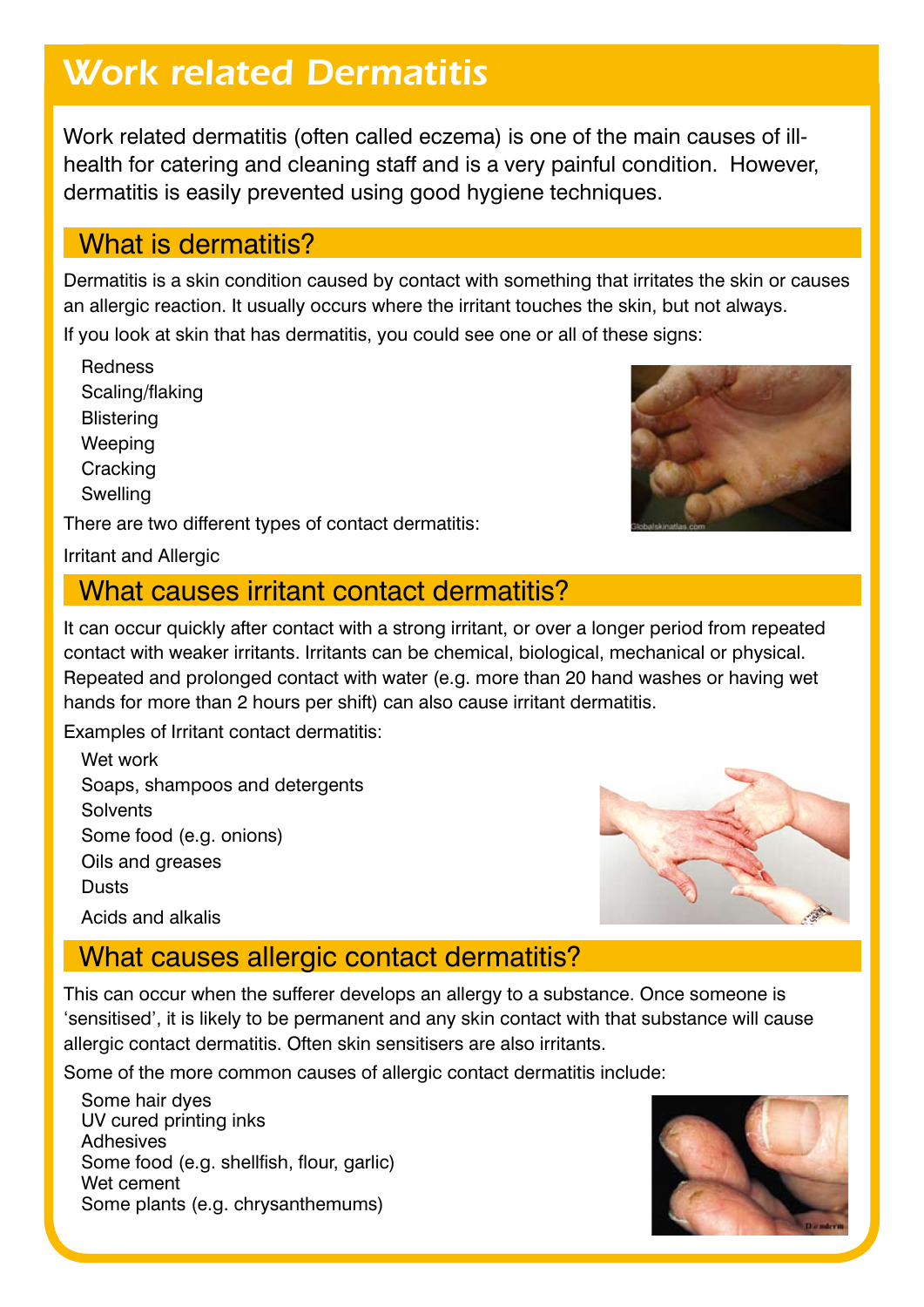# Work related Dermatitis

Work related dermatitis (often called eczema) is one of the main causes of ill-health for catering and cleaning staff and is a very painful condition. However, dermatitis is easily prevented using good hygiene techniques.

## What is dermatitis?

Dermatitis is a skin condition caused by contact with something that irritates the skin or causes an allergic reaction. It usually occurs where the irritant touches the skin, but not always.

If you look at skin that has dermatitis, you could see one or all of these signs:

- Redness
- Scaling/flaking
- Blistering
- Weeping
- Cracking
- Swelling

There are two different types of contact dermatitis:

Irritant and Allergic

## What causes irritant contact dermatitis?

It can occur quickly after contact with a strong irritant, or over a longer period from repeated contact with weaker irritants. Irritants can be chemical, biological, mechanical or physical. Repeated and prolonged contact with water (e.g. more than 20 hand washes or having wet hands for more than 2 hours per shift) can also cause irritant dermatitis.

Examples of Irritant contact dermatitis:

- Wet work
- Soaps, shampoos and detergents
- Solvents
- Some food (e.g. onions)
- Oils and greases
- Dusts
- Acids and alkalis

## What causes allergic contact dermatitis?

This can occur when the sufferer develops an allergy to a substance. Once someone is 'sensitised', it is likely to be permanent and any skin contact with that substance will cause allergic contact dermatitis. Often skin sensitisers are also irritants.

Some of the more common causes of allergic contact dermatitis include:

- Some hair dyes
- UV cured printing inks
- Adhesives
- Some food (e.g. shellfish, flour, garlic)
- Wet cement
- Some plants (e.g. chrysanthemums)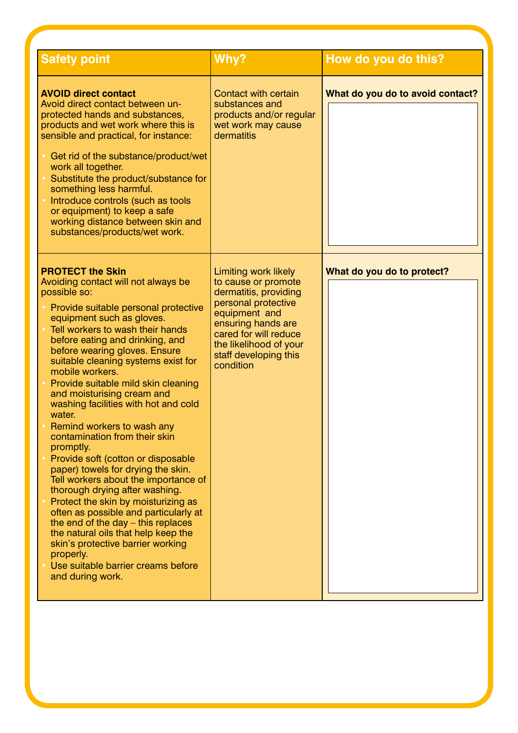| Safety point | Why? | How do you do this? |
|---|---|---|
| **AVOID direct contact**<br>Avoid direct contact between un-protected hands and substances, products and wet work where this is sensible and practical, for instance:<br>• Get rid of the substance/product/wet work all together.<br>• Substitute the product/substance for something less harmful.<br>• Introduce controls (such as tools or equipment) to keep a safe working distance between skin and substances/products/wet work. | Contact with certain substances and products and/or regular wet work may cause dermatitis | **What do you do to avoid contact?** |
| **PROTECT the Skin**<br>Avoiding contact will not always be possible so:<br>• Provide suitable personal protective equipment such as gloves.<br>• Tell workers to wash their hands before eating and drinking, and before wearing gloves. Ensure suitable cleaning systems exist for mobile workers.<br>• Provide suitable mild skin cleaning and moisturising cream and washing facilities with hot and cold water.<br>• Remind workers to wash any contamination from their skin promptly.<br>• Provide soft (cotton or disposable paper) towels for drying the skin. Tell workers about the importance of thorough drying after washing.<br>• Protect the skin by moisturizing as often as possible and particularly at the end of the day – this replaces the natural oils that help keep the skin's protective barrier working properly.<br>• Use suitable barrier creams before and during work. | Limiting work likely to cause or promote dermatitis, providing personal protective equipment and ensuring hands are cared for will reduce the likelihood of your staff developing this condition | **What do you do to protect?** |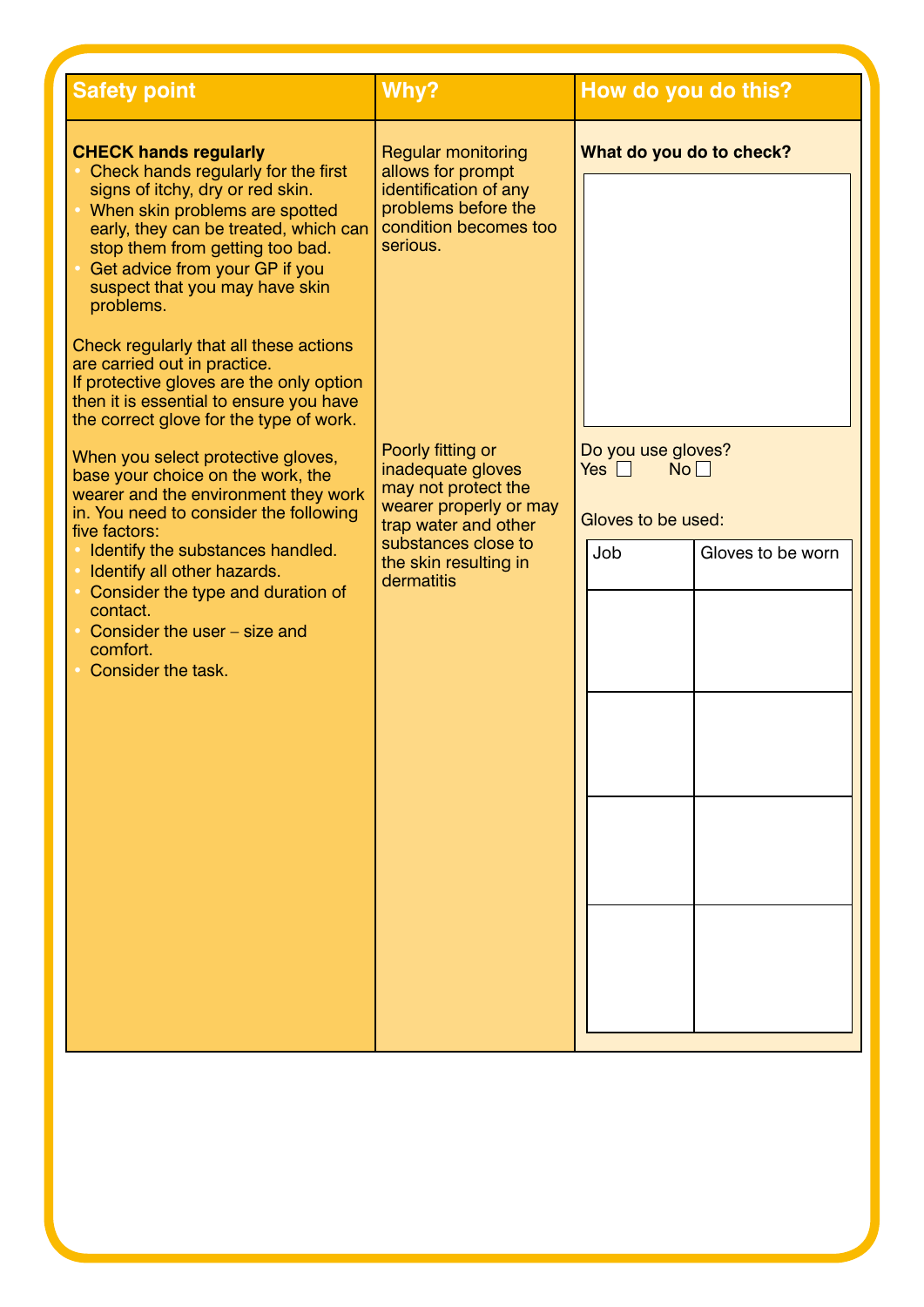| Safety point | Why? | How do you do this? |
|---|---|---|
| **CHECK hands regularly**<br>• Check hands regularly for the first signs of itchy, dry or red skin.<br>• When skin problems are spotted early, they can be treated, which can stop them from getting too bad.<br>• Get advice from your GP if you suspect that you may have skin problems.<br><br>Check regularly that all these actions are carried out in practice.<br>If protective gloves are the only option then it is essential to ensure you have the correct glove for the type of work. | Regular monitoring allows for prompt identification of any problems before the condition becomes too serious. | **What do you do to check?** |
| When you select protective gloves, base your choice on the work, the wearer and the environment they work in. You need to consider the following five factors:<br>• Identify the substances handled.<br>• Identify all other hazards.<br>• Consider the type and duration of contact.<br>• Consider the user – size and comfort.<br>• Consider the task. | Poorly fitting or inadequate gloves may not protect the wearer properly or may trap water and other substances close to the skin resulting in dermatitis | Do you use gloves?<br>Yes ☐ No ☐<br><br>Gloves to be used: |

| Job | Gloves to be worn |
|---|---|
| | |
| | |
| | |
| | |